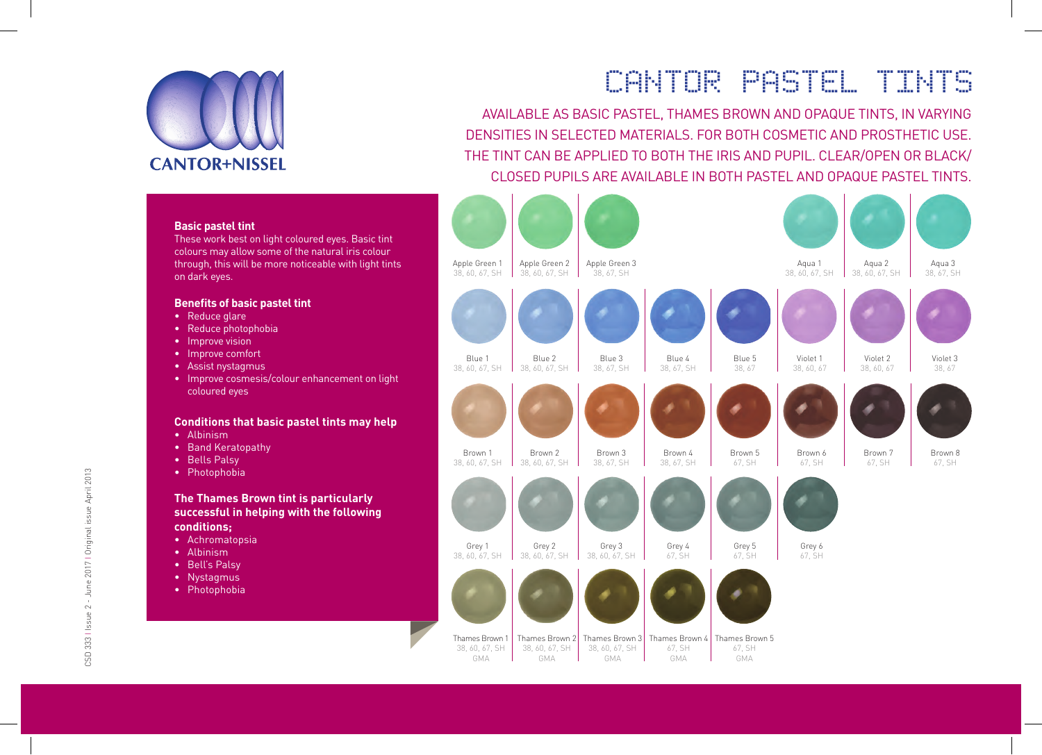CANTOR+NISSEL

# CANTOR PASTEL TINTS

AVAILABLE AS BASIC PASTEL, THAMES BROWN AND OPAQUE TINTS, IN VARYING DENSITIES IN SELECTED MATERIALS. FOR BOTH COSMETIC AND PROSTHETIC USE. THE TINT CAN BE APPLIED TO BOTH THE IRIS AND PUPIL. CLEAR/OPEN OR BLACK/CLOSED PUPILS ARE AVAILABLE IN BOTH PASTEL AND OPAQUE PASTEL TINTS.

**Basic pastel tint**
These work best on light coloured eyes. Basic tint colours may allow some of the natural iris colour through, this will be more noticeable with light tints on dark eyes.

**Benefits of basic pastel tint**
- Reduce glare
- Reduce photophobia
- Improve vision
- Improve comfort
- Assist nystagmus
- Improve cosmesis/colour enhancement on light coloured eyes

**Conditions that basic pastel tints may help**
- Albinism
- Band Keratopathy
- Bells Palsy
- Photophobia

**The Thames Brown tint is particularly successful in helping with the following conditions;**
- Achromatopsia
- Albinism
- Bell's Palsy
- Nystagmus
- Photophobia

| Tint | Materials |
|---|---|
| Apple Green 1 | 38, 60, 67, SH |
| Apple Green 2 | 38, 60, 67, SH |
| Apple Green 3 | 38, 67, SH |
| Aqua 1 | 38, 60, 67, SH |
| Aqua 2 | 38, 60, 67, SH |
| Aqua 3 | 38, 67, SH |
| Blue 1 | 38, 60, 67, SH |
| Blue 2 | 38, 60, 67, SH |
| Blue 3 | 38, 67, SH |
| Blue 4 | 38, 67, SH |
| Blue 5 | 38, 67 |
| Violet 1 | 38, 60, 67 |
| Violet 2 | 38, 60, 67 |
| Violet 3 | 38, 67 |
| Brown 1 | 38, 60, 67, SH |
| Brown 2 | 38, 60, 67, SH |
| Brown 3 | 38, 67, SH |
| Brown 4 | 38, 67, SH |
| Brown 5 | 67, SH |
| Brown 6 | 67, SH |
| Brown 7 | 67, SH |
| Brown 8 | 67, SH |
| Grey 1 | 38, 60, 67, SH |
| Grey 2 | 38, 60, 67, SH |
| Grey 3 | 38, 60, 67, SH |
| Grey 4 | 67, SH |
| Grey 5 | 67, SH |
| Grey 6 | 67, SH |
| Thames Brown 1 | 38, 60, 67, SH, GMA |
| Thames Brown 2 | 38, 60, 67, SH, GMA |
| Thames Brown 3 | 38, 60, 67, SH, GMA |
| Thames Brown 4 | 67, SH, GMA |
| Thames Brown 5 | 67, SH, GMA |

CSD 333 | Issue 2 - June 2017 | Original issue April 2013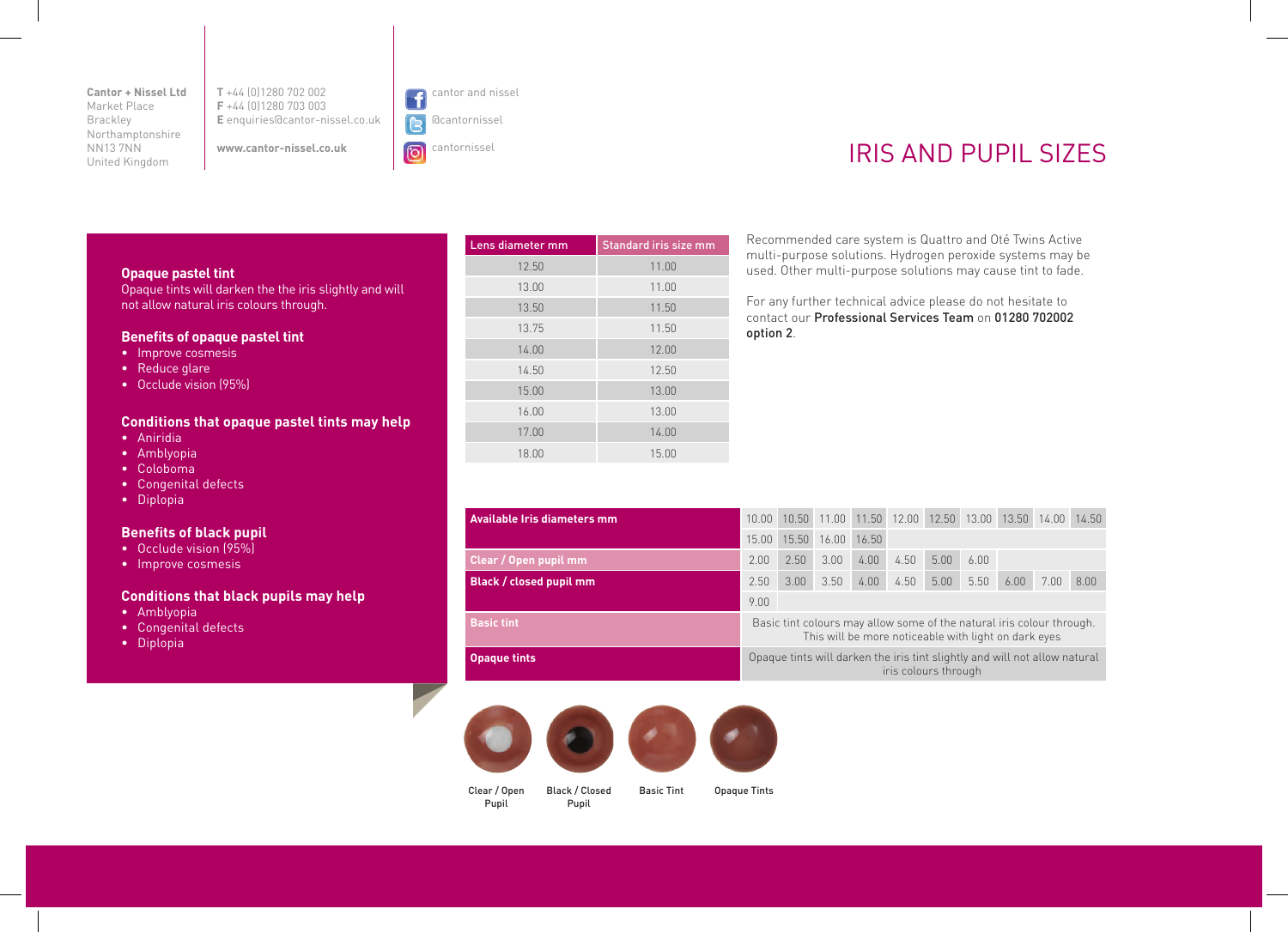Cantor + Nissel Ltd
Market Place
Brackley
Northamptonshire
NN13 7NN
United Kingdom

T +44 (0)1280 702 002
F +44 (0)1280 703 003
E enquiries@cantor-nissel.co.uk

www.cantor-nissel.co.uk

cantor and nissel

@cantornissel

cantornissel

# IRIS AND PUPIL SIZES

### Opaque pastel tint

Opaque tints will darken the the iris slightly and will not allow natural iris colours through.

### Benefits of opaque pastel tint

- Improve cosmesis
- Reduce glare
- Occlude vision (95%)

### Conditions that opaque pastel tints may help

- Aniridia
- Amblyopia
- Coloboma
- Congenital defects
- Diplopia

### Benefits of black pupil

- Occlude vision (95%)
- Improve cosmesis

### Conditions that black pupils may help

- Amblyopia
- Congenital defects
- Diplopia

| Lens diameter mm | Standard iris size mm |
|---|---|
| 12.50 | 11.00 |
| 13.00 | 11.00 |
| 13.50 | 11.50 |
| 13.75 | 11.50 |
| 14.00 | 12.00 |
| 14.50 | 12.50 |
| 15.00 | 13.00 |
| 16.00 | 13.00 |
| 17.00 | 14.00 |
| 18.00 | 15.00 |

Recommended care system is Quattro and Oté Twins Active multi-purpose solutions. Hydrogen peroxide systems may be used. Other multi-purpose solutions may cause tint to fade.

For any further technical advice please do not hesitate to contact our **Professional Services Team** on **01280 702002 option 2**.

| | | | | | | | | | | |
|---|---|---|---|---|---|---|---|---|---|---|
| **Available Iris diameters mm** | 10.00 | 10.50 | 11.00 | 11.50 | 12.00 | 12.50 | 13.00 | 13.50 | 14.00 | 14.50 |
| | 15.00 | 15.50 | 16.00 | 16.50 | | | | | | |
| **Clear / Open pupil mm** | 2.00 | 2.50 | 3.00 | 4.00 | 4.50 | 5.00 | 6.00 | | | |
| **Black / closed pupil mm** | 2.50 | 3.00 | 3.50 | 4.00 | 4.50 | 5.00 | 5.50 | 6.00 | 7.00 | 8.00 |
| | 9.00 | | | | | | | | | |
| **Basic tint** | Basic tint colours may allow some of the natural iris colour through. This will be more noticeable with light on dark eyes | | | | | | | | | |
| **Opaque tints** | Opaque tints will darken the iris tint slightly and will not allow natural iris colours through | | | | | | | | | |

Clear / Open Pupil

Black / Closed Pupil

Basic Tint

Opaque Tints